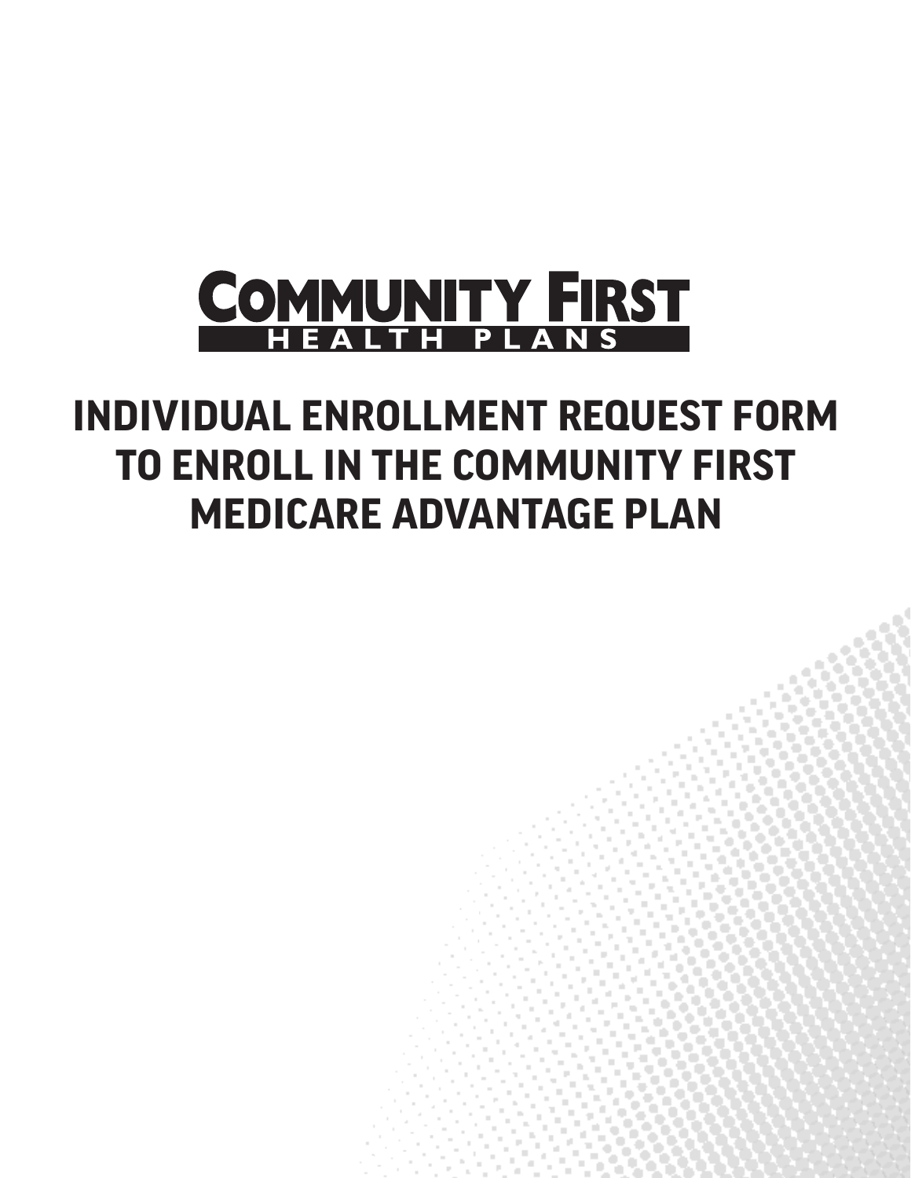# COMMUNITY FIRST

HEALTH PLANS

# INDIVIDUAL ENROLLMENT REQUEST FORM TO ENROLL IN THE COMMUNITY FIRST MEDICARE ADVANTAGE PLAN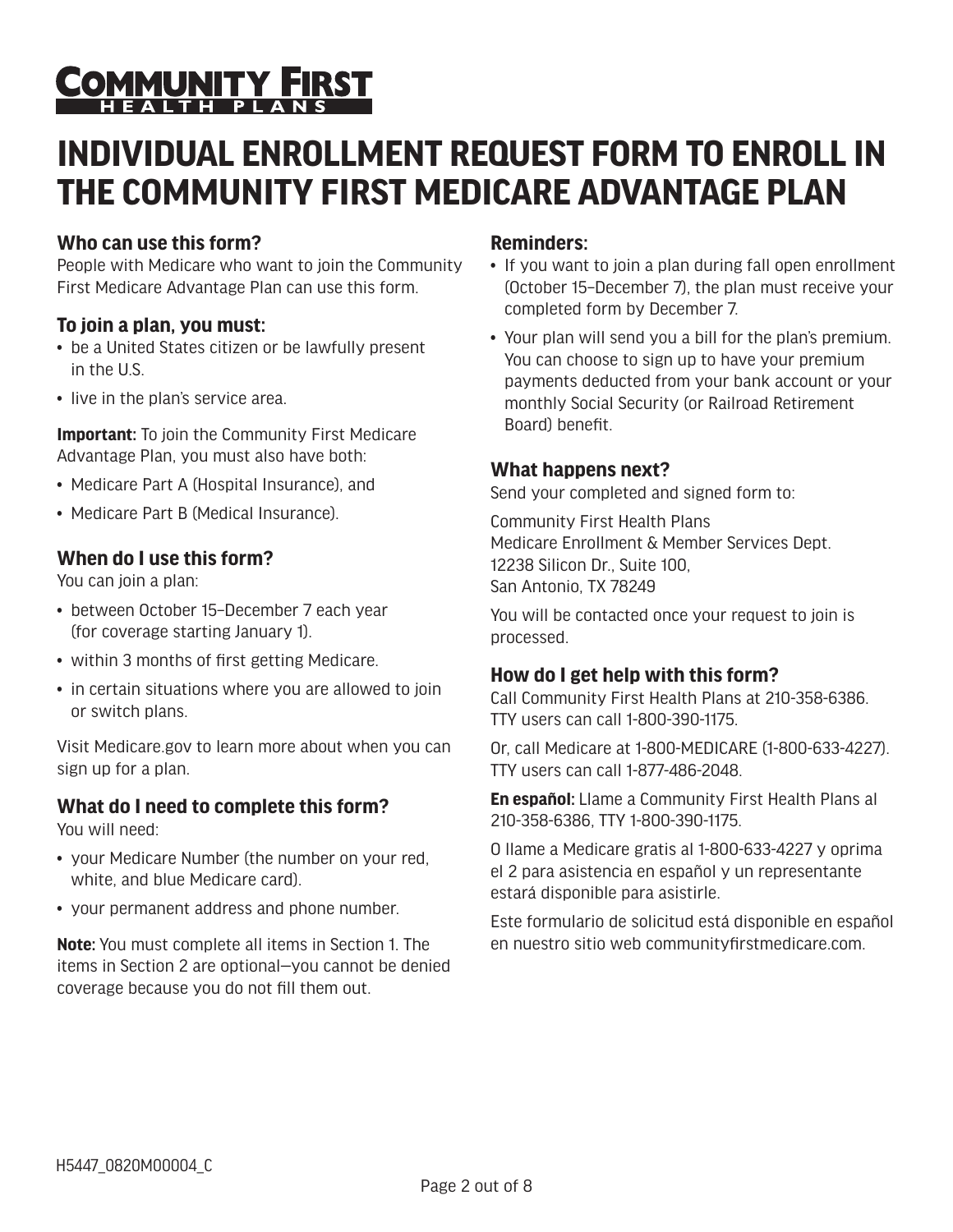# COMMUNITY FIRST HEALTH PLANS

# INDIVIDUAL ENROLLMENT REQUEST FORM TO ENROLL IN THE COMMUNITY FIRST MEDICARE ADVANTAGE PLAN

### Who can use this form?

People with Medicare who want to join the Community First Medicare Advantage Plan can use this form.

### To join a plan, you must:

- be a United States citizen or be lawfully present in the U.S.
- live in the plan's service area.

**Important:** To join the Community First Medicare Advantage Plan, you must also have both:

- Medicare Part A (Hospital Insurance), and
- Medicare Part B (Medical Insurance).

### When do I use this form?

You can join a plan:

- between October 15–December 7 each year (for coverage starting January 1).
- within 3 months of first getting Medicare.
- in certain situations where you are allowed to join or switch plans.

Visit Medicare.gov to learn more about when you can sign up for a plan.

### What do I need to complete this form?

You will need:

- your Medicare Number (the number on your red, white, and blue Medicare card).
- your permanent address and phone number.

**Note:** You must complete all items in Section 1. The items in Section 2 are optional—you cannot be denied coverage because you do not fill them out.

### Reminders:

- If you want to join a plan during fall open enrollment (October 15–December 7), the plan must receive your completed form by December 7.
- Your plan will send you a bill for the plan's premium. You can choose to sign up to have your premium payments deducted from your bank account or your monthly Social Security (or Railroad Retirement Board) benefit.

### What happens next?

Send your completed and signed form to:

Community First Health Plans
Medicare Enrollment & Member Services Dept.
12238 Silicon Dr., Suite 100,
San Antonio, TX 78249

You will be contacted once your request to join is processed.

### How do I get help with this form?

Call Community First Health Plans at 210-358-6386. TTY users can call 1-800-390-1175.

Or, call Medicare at 1-800-MEDICARE (1-800-633-4227). TTY users can call 1-877-486-2048.

**En español:** Llame a Community First Health Plans al 210-358-6386, TTY 1-800-390-1175.

O llame a Medicare gratis al 1-800-633-4227 y oprima el 2 para asistencia en español y un representante estará disponible para asistirle.

Este formulario de solicitud está disponible en español en nuestro sitio web communityfirstmedicare.com.

H5447_0820M00004_C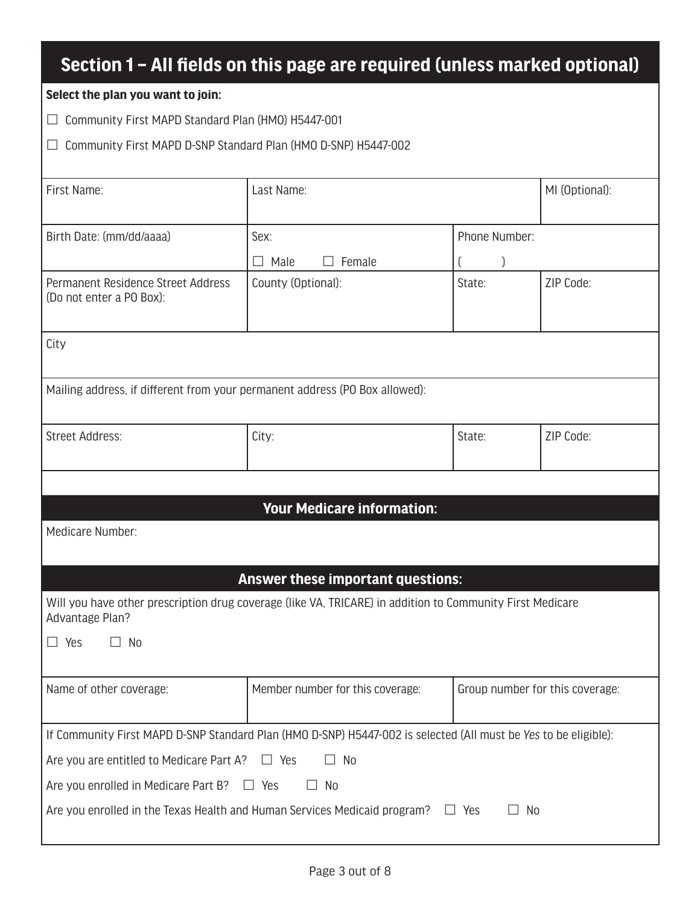## Section 1 – All fields on this page are required (unless marked optional)

**Select the plan you want to join:**

☐ Community First MAPD Standard Plan (HMO) H5447-001

☐ Community First MAPD D-SNP Standard Plan (HMO D-SNP) H5447-002

| First Name: | Last Name: | | MI (Optional): |
|---|---|---|---|
| Birth Date: (mm/dd/aaaa) | Sex: ☐ Male ☐ Female | Phone Number: ( ) | |
| Permanent Residence Street Address (Do not enter a PO Box): | County (Optional): | State: | ZIP Code: |

City

Mailing address, if different from your permanent address (PO Box allowed):

| Street Address: | City: | State: | ZIP Code: |
|---|---|---|---|

### Your Medicare information:

Medicare Number:

### Answer these important questions:

Will you have other prescription drug coverage (like VA, TRICARE) in addition to Community First Medicare Advantage Plan?

☐ Yes ☐ No

| Name of other coverage: | Member number for this coverage: | Group number for this coverage: |
|---|---|---|

If Community First MAPD D-SNP Standard Plan (HMO D-SNP) H5447-002 is selected (All must be *Yes* to be eligible):

Are you are entitled to Medicare Part A? ☐ Yes ☐ No

Are you enrolled in Medicare Part B? ☐ Yes ☐ No

Are you enrolled in the Texas Health and Human Services Medicaid program? ☐ Yes ☐ No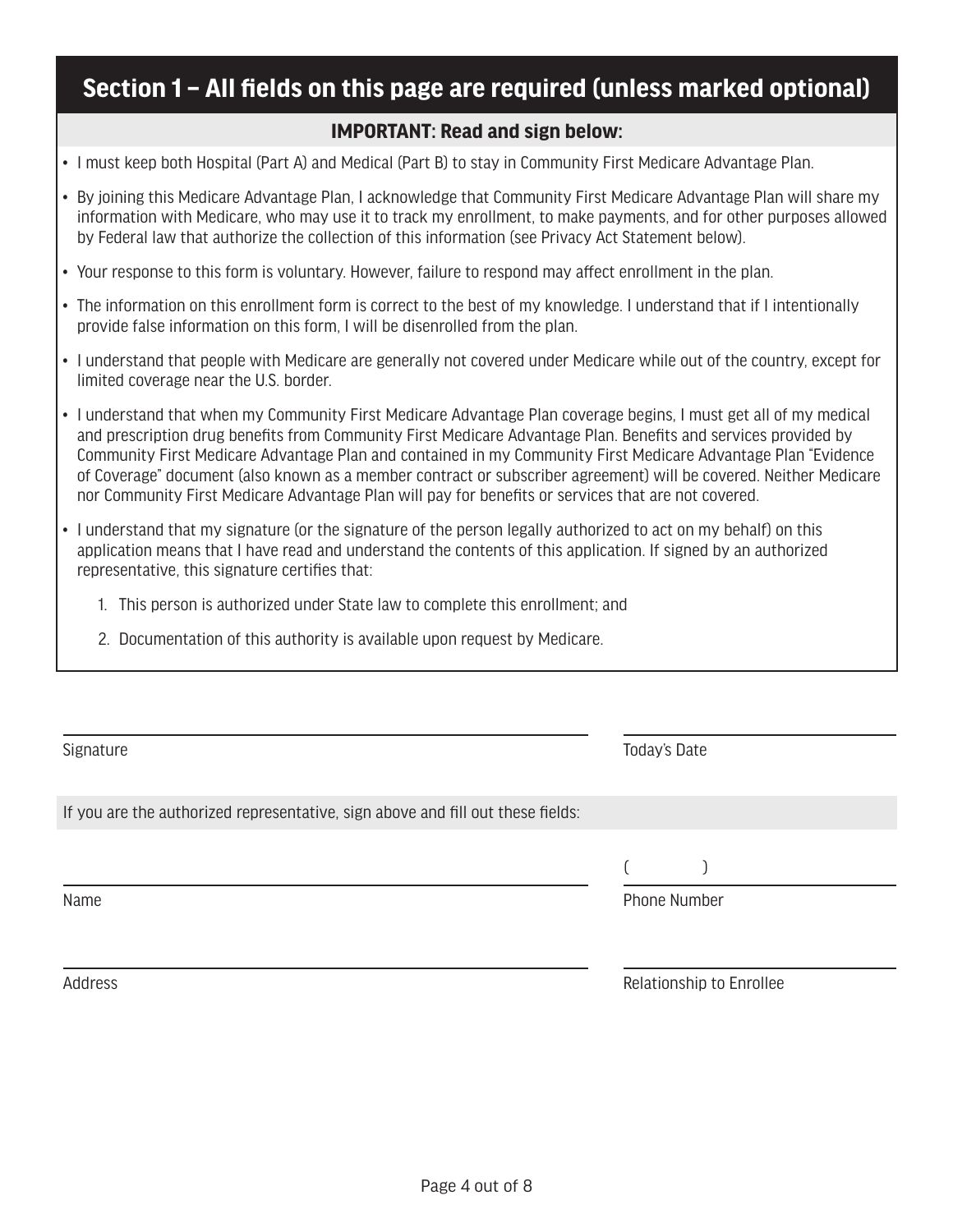## Section 1 – All fields on this page are required (unless marked optional)

### IMPORTANT: Read and sign below:

- I must keep both Hospital (Part A) and Medical (Part B) to stay in Community First Medicare Advantage Plan.
- By joining this Medicare Advantage Plan, I acknowledge that Community First Medicare Advantage Plan will share my information with Medicare, who may use it to track my enrollment, to make payments, and for other purposes allowed by Federal law that authorize the collection of this information (see Privacy Act Statement below).
- Your response to this form is voluntary. However, failure to respond may affect enrollment in the plan.
- The information on this enrollment form is correct to the best of my knowledge. I understand that if I intentionally provide false information on this form, I will be disenrolled from the plan.
- I understand that people with Medicare are generally not covered under Medicare while out of the country, except for limited coverage near the U.S. border.
- I understand that when my Community First Medicare Advantage Plan coverage begins, I must get all of my medical and prescription drug benefits from Community First Medicare Advantage Plan. Benefits and services provided by Community First Medicare Advantage Plan and contained in my Community First Medicare Advantage Plan "Evidence of Coverage" document (also known as a member contract or subscriber agreement) will be covered. Neither Medicare nor Community First Medicare Advantage Plan will pay for benefits or services that are not covered.
- I understand that my signature (or the signature of the person legally authorized to act on my behalf) on this application means that I have read and understand the contents of this application. If signed by an authorized representative, this signature certifies that:
    1. This person is authorized under State law to complete this enrollment; and
    2. Documentation of this authority is available upon request by Medicare.

Signature ______________________  Today's Date ______________________

If you are the authorized representative, sign above and fill out these fields:

Name ______________________  Phone Number (    ) ______________________

Address ______________________  Relationship to Enrollee ______________________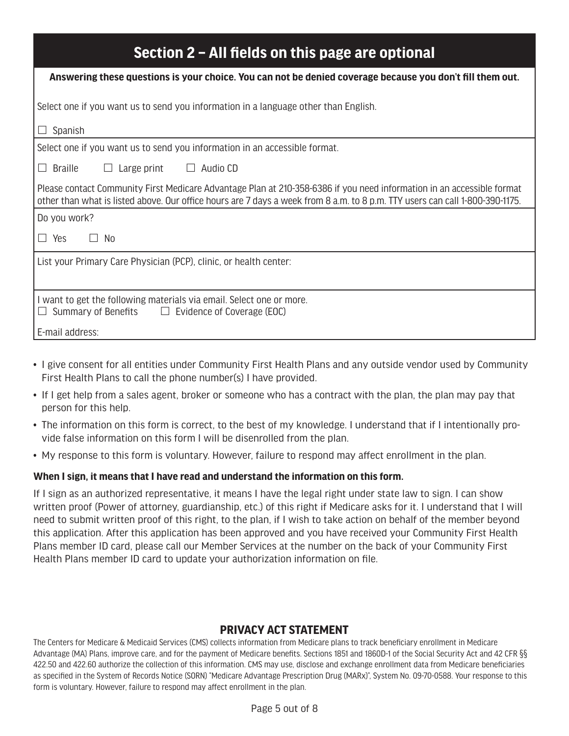## Section 2 – All fields on this page are optional

**Answering these questions is your choice. You can not be denied coverage because you don't fill them out.**

Select one if you want us to send you information in a language other than English.

☐ Spanish

Select one if you want us to send you information in an accessible format.

☐ Braille ☐ Large print ☐ Audio CD

Please contact Community First Medicare Advantage Plan at 210-358-6386 if you need information in an accessible format other than what is listed above. Our office hours are 7 days a week from 8 a.m. to 8 p.m. TTY users can call 1-800-390-1175.

Do you work?

☐ Yes ☐ No

List your Primary Care Physician (PCP), clinic, or health center:

I want to get the following materials via email. Select one or more.
☐ Summary of Benefits ☐ Evidence of Coverage (EOC)

E-mail address:

- I give consent for all entities under Community First Health Plans and any outside vendor used by Community First Health Plans to call the phone number(s) I have provided.
- If I get help from a sales agent, broker or someone who has a contract with the plan, the plan may pay that person for this help.
- The information on this form is correct, to the best of my knowledge. I understand that if I intentionally provide false information on this form I will be disenrolled from the plan.
- My response to this form is voluntary. However, failure to respond may affect enrollment in the plan.

**When I sign, it means that I have read and understand the information on this form.**

If I sign as an authorized representative, it means I have the legal right under state law to sign. I can show written proof (Power of attorney, guardianship, etc.) of this right if Medicare asks for it. I understand that I will need to submit written proof of this right, to the plan, if I wish to take action on behalf of the member beyond this application. After this application has been approved and you have received your Community First Health Plans member ID card, please call our Member Services at the number on the back of your Community First Health Plans member ID card to update your authorization information on file.

### PRIVACY ACT STATEMENT

The Centers for Medicare & Medicaid Services (CMS) collects information from Medicare plans to track beneficiary enrollment in Medicare Advantage (MA) Plans, improve care, and for the payment of Medicare benefits. Sections 1851 and 1860D-1 of the Social Security Act and 42 CFR §§ 422.50 and 422.60 authorize the collection of this information. CMS may use, disclose and exchange enrollment data from Medicare beneficiaries as specified in the System of Records Notice (SORN) "Medicare Advantage Prescription Drug (MARx)", System No. 09-70-0588. Your response to this form is voluntary. However, failure to respond may affect enrollment in the plan.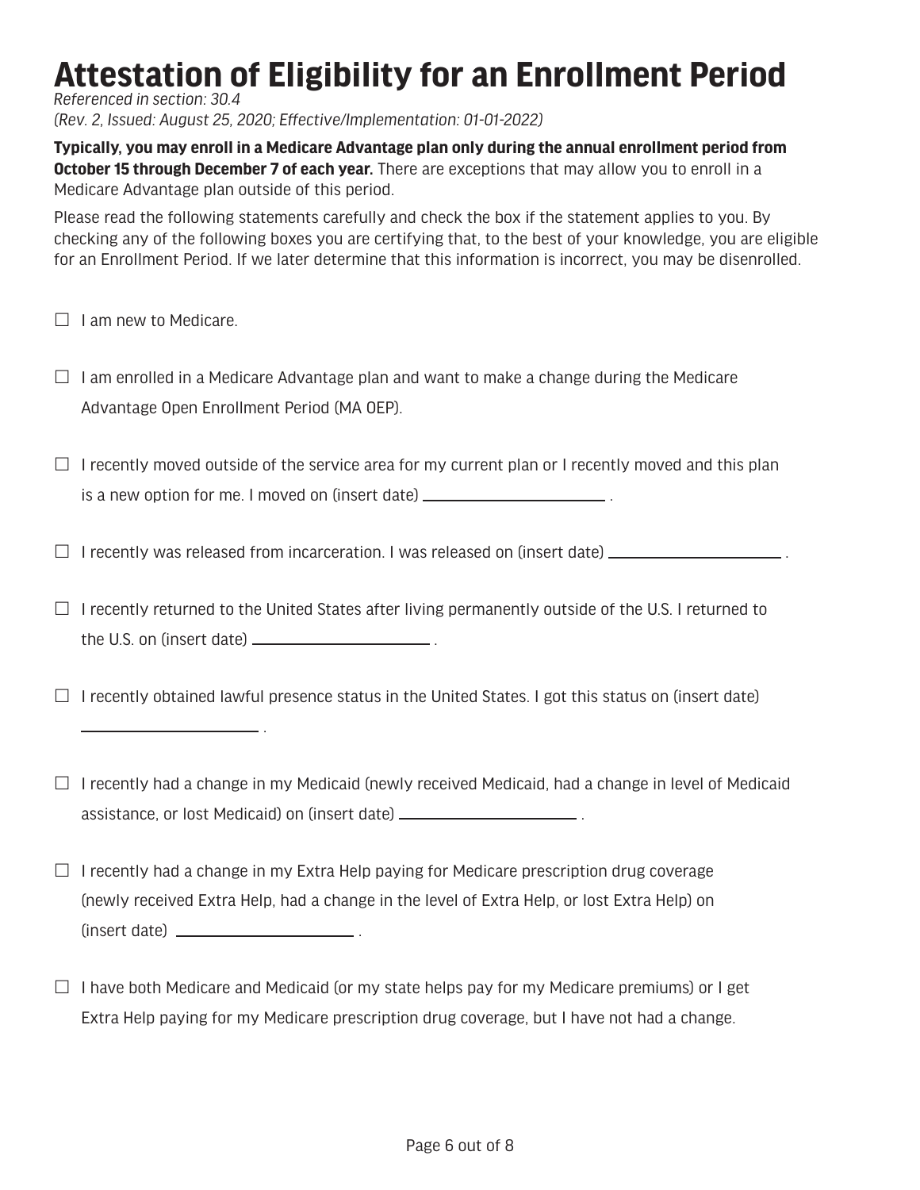# Attestation of Eligibility for an Enrollment Period

*Referenced in section: 30.4*
*(Rev. 2, Issued: August 25, 2020; Effective/Implementation: 01-01-2022)*

**Typically, you may enroll in a Medicare Advantage plan only during the annual enrollment period from October 15 through December 7 of each year.** There are exceptions that may allow you to enroll in a Medicare Advantage plan outside of this period.

Please read the following statements carefully and check the box if the statement applies to you. By checking any of the following boxes you are certifying that, to the best of your knowledge, you are eligible for an Enrollment Period. If we later determine that this information is incorrect, you may be disenrolled.

☐ I am new to Medicare.

☐ I am enrolled in a Medicare Advantage plan and want to make a change during the Medicare Advantage Open Enrollment Period (MA OEP).

☐ I recently moved outside of the service area for my current plan or I recently moved and this plan is a new option for me. I moved on (insert date) ______________________ .

☐ I recently was released from incarceration. I was released on (insert date) ______________________ .

☐ I recently returned to the United States after living permanently outside of the U.S. I returned to the U.S. on (insert date) ______________________ .

☐ I recently obtained lawful presence status in the United States. I got this status on (insert date) ______________________ .

☐ I recently had a change in my Medicaid (newly received Medicaid, had a change in level of Medicaid assistance, or lost Medicaid) on (insert date) ______________________ .

☐ I recently had a change in my Extra Help paying for Medicare prescription drug coverage (newly received Extra Help, had a change in the level of Extra Help, or lost Extra Help) on (insert date) ______________________ .

☐ I have both Medicare and Medicaid (or my state helps pay for my Medicare premiums) or I get Extra Help paying for my Medicare prescription drug coverage, but I have not had a change.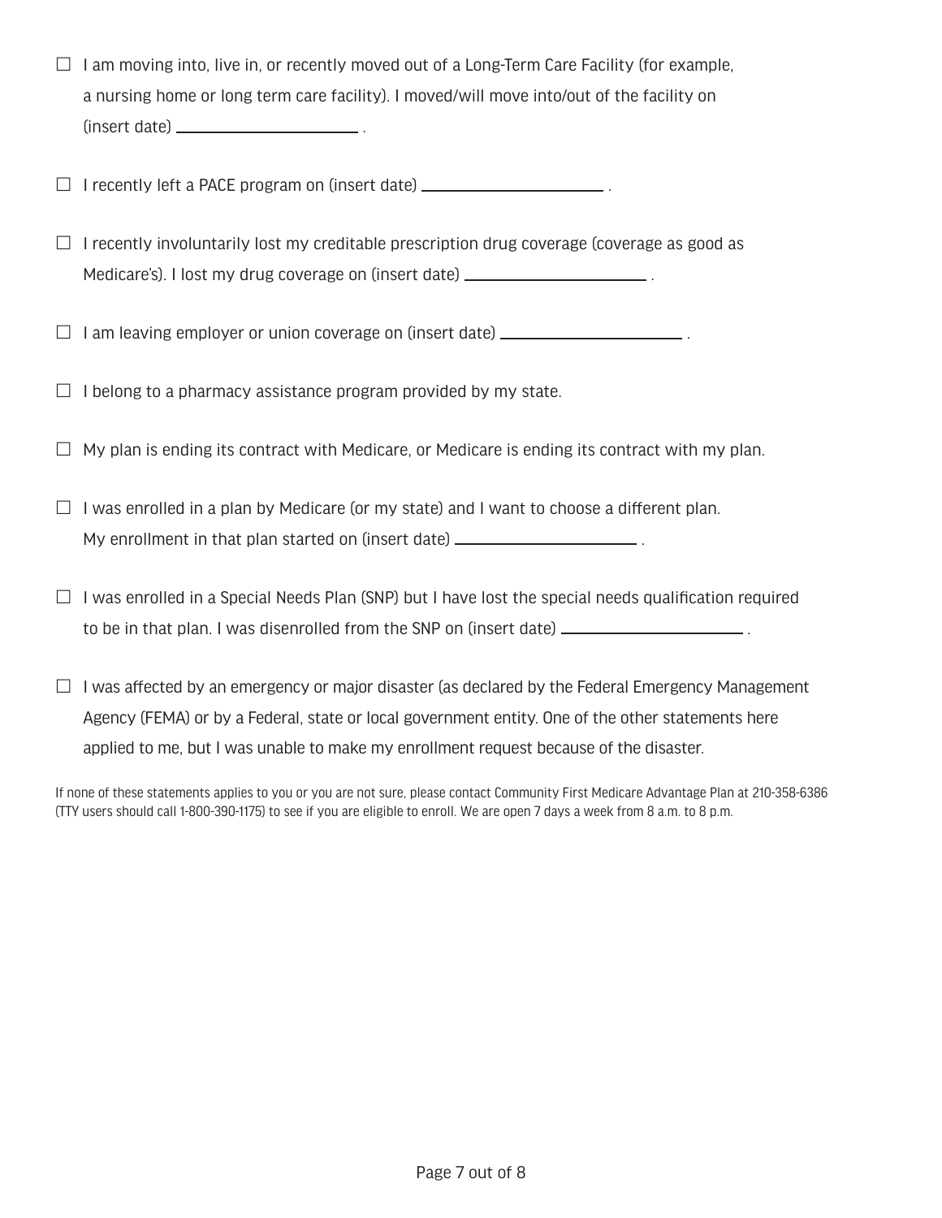☐ I am moving into, live in, or recently moved out of a Long-Term Care Facility (for example, a nursing home or long term care facility). I moved/will move into/out of the facility on (insert date) ____________________ .

☐ I recently left a PACE program on (insert date) ____________________ .

☐ I recently involuntarily lost my creditable prescription drug coverage (coverage as good as Medicare's). I lost my drug coverage on (insert date) ____________________ .

☐ I am leaving employer or union coverage on (insert date) ____________________ .

☐ I belong to a pharmacy assistance program provided by my state.

☐ My plan is ending its contract with Medicare, or Medicare is ending its contract with my plan.

☐ I was enrolled in a plan by Medicare (or my state) and I want to choose a different plan. My enrollment in that plan started on (insert date) ____________________ .

☐ I was enrolled in a Special Needs Plan (SNP) but I have lost the special needs qualification required to be in that plan. I was disenrolled from the SNP on (insert date) ____________________ .

☐ I was affected by an emergency or major disaster (as declared by the Federal Emergency Management Agency (FEMA) or by a Federal, state or local government entity. One of the other statements here applied to me, but I was unable to make my enrollment request because of the disaster.

If none of these statements applies to you or you are not sure, please contact Community First Medicare Advantage Plan at 210-358-6386 (TTY users should call 1-800-390-1175) to see if you are eligible to enroll. We are open 7 days a week from 8 a.m. to 8 p.m.